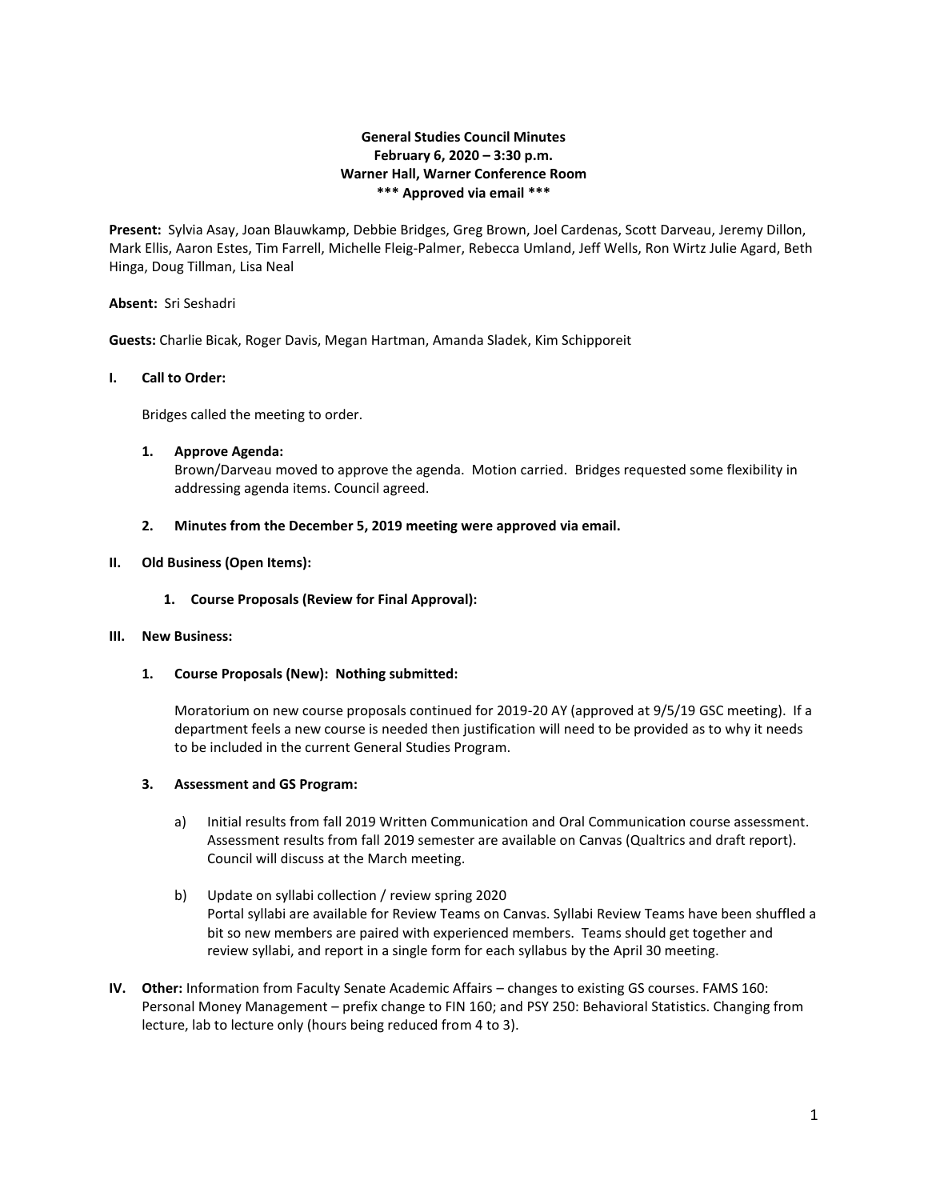**General Studies Council Minutes**
**February 6, 2020 – 3:30 p.m.**
**Warner Hall, Warner Conference Room**
**\*\*\* Approved via email \*\*\***

**Present:** Sylvia Asay, Joan Blauwkamp, Debbie Bridges, Greg Brown, Joel Cardenas, Scott Darveau, Jeremy Dillon, Mark Ellis, Aaron Estes, Tim Farrell, Michelle Fleig-Palmer, Rebecca Umland, Jeff Wells, Ron Wirtz Julie Agard, Beth Hinga, Doug Tillman, Lisa Neal

**Absent:** Sri Seshadri

**Guests:** Charlie Bicak, Roger Davis, Megan Hartman, Amanda Sladek, Kim Schipporeit

**I. Call to Order:**

Bridges called the meeting to order.

1. **Approve Agenda:**
   Brown/Darveau moved to approve the agenda. Motion carried. Bridges requested some flexibility in addressing agenda items. Council agreed.

2. **Minutes from the December 5, 2019 meeting were approved via email.**

**II. Old Business (Open Items):**

1. **Course Proposals (Review for Final Approval):**

**III. New Business:**

1. **Course Proposals (New): Nothing submitted:**

   Moratorium on new course proposals continued for 2019-20 AY (approved at 9/5/19 GSC meeting). If a department feels a new course is needed then justification will need to be provided as to why it needs to be included in the current General Studies Program.

3. **Assessment and GS Program:**

   a) Initial results from fall 2019 Written Communication and Oral Communication course assessment. Assessment results from fall 2019 semester are available on Canvas (Qualtrics and draft report). Council will discuss at the March meeting.

   b) Update on syllabi collection / review spring 2020
   Portal syllabi are available for Review Teams on Canvas. Syllabi Review Teams have been shuffled a bit so new members are paired with experienced members. Teams should get together and review syllabi, and report in a single form for each syllabus by the April 30 meeting.

**IV. Other:** Information from Faculty Senate Academic Affairs – changes to existing GS courses. FAMS 160: Personal Money Management – prefix change to FIN 160; and PSY 250: Behavioral Statistics. Changing from lecture, lab to lecture only (hours being reduced from 4 to 3).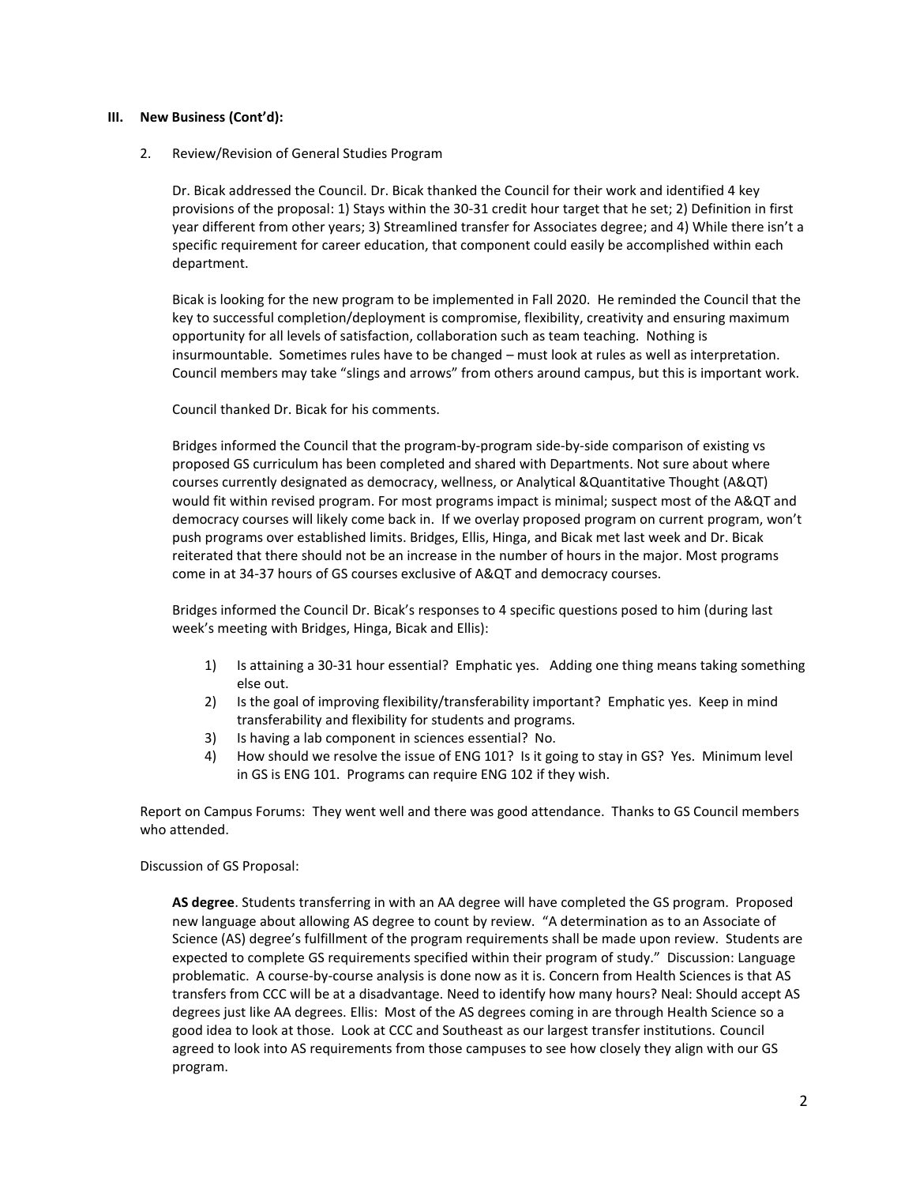**III. New Business (Cont'd):**

2. Review/Revision of General Studies Program

   Dr. Bicak addressed the Council. Dr. Bicak thanked the Council for their work and identified 4 key provisions of the proposal: 1) Stays within the 30-31 credit hour target that he set; 2) Definition in first year different from other years; 3) Streamlined transfer for Associates degree; and 4) While there isn't a specific requirement for career education, that component could easily be accomplished within each department.

   Bicak is looking for the new program to be implemented in Fall 2020. He reminded the Council that the key to successful completion/deployment is compromise, flexibility, creativity and ensuring maximum opportunity for all levels of satisfaction, collaboration such as team teaching. Nothing is insurmountable. Sometimes rules have to be changed – must look at rules as well as interpretation. Council members may take "slings and arrows" from others around campus, but this is important work.

   Council thanked Dr. Bicak for his comments.

   Bridges informed the Council that the program-by-program side-by-side comparison of existing vs proposed GS curriculum has been completed and shared with Departments. Not sure about where courses currently designated as democracy, wellness, or Analytical &Quantitative Thought (A&QT) would fit within revised program. For most programs impact is minimal; suspect most of the A&QT and democracy courses will likely come back in. If we overlay proposed program on current program, won't push programs over established limits. Bridges, Ellis, Hinga, and Bicak met last week and Dr. Bicak reiterated that there should not be an increase in the number of hours in the major. Most programs come in at 34-37 hours of GS courses exclusive of A&QT and democracy courses.

   Bridges informed the Council Dr. Bicak's responses to 4 specific questions posed to him (during last week's meeting with Bridges, Hinga, Bicak and Ellis):

   1) Is attaining a 30-31 hour essential? Emphatic yes. Adding one thing means taking something else out.
   2) Is the goal of improving flexibility/transferability important? Emphatic yes. Keep in mind transferability and flexibility for students and programs.
   3) Is having a lab component in sciences essential? No.
   4) How should we resolve the issue of ENG 101? Is it going to stay in GS? Yes. Minimum level in GS is ENG 101. Programs can require ENG 102 if they wish.

Report on Campus Forums: They went well and there was good attendance. Thanks to GS Council members who attended.

Discussion of GS Proposal:

**AS degree**. Students transferring in with an AA degree will have completed the GS program. Proposed new language about allowing AS degree to count by review. "A determination as to an Associate of Science (AS) degree's fulfillment of the program requirements shall be made upon review. Students are expected to complete GS requirements specified within their program of study." Discussion: Language problematic. A course-by-course analysis is done now as it is. Concern from Health Sciences is that AS transfers from CCC will be at a disadvantage. Need to identify how many hours? Neal: Should accept AS degrees just like AA degrees. Ellis: Most of the AS degrees coming in are through Health Science so a good idea to look at those. Look at CCC and Southeast as our largest transfer institutions. Council agreed to look into AS requirements from those campuses to see how closely they align with our GS program.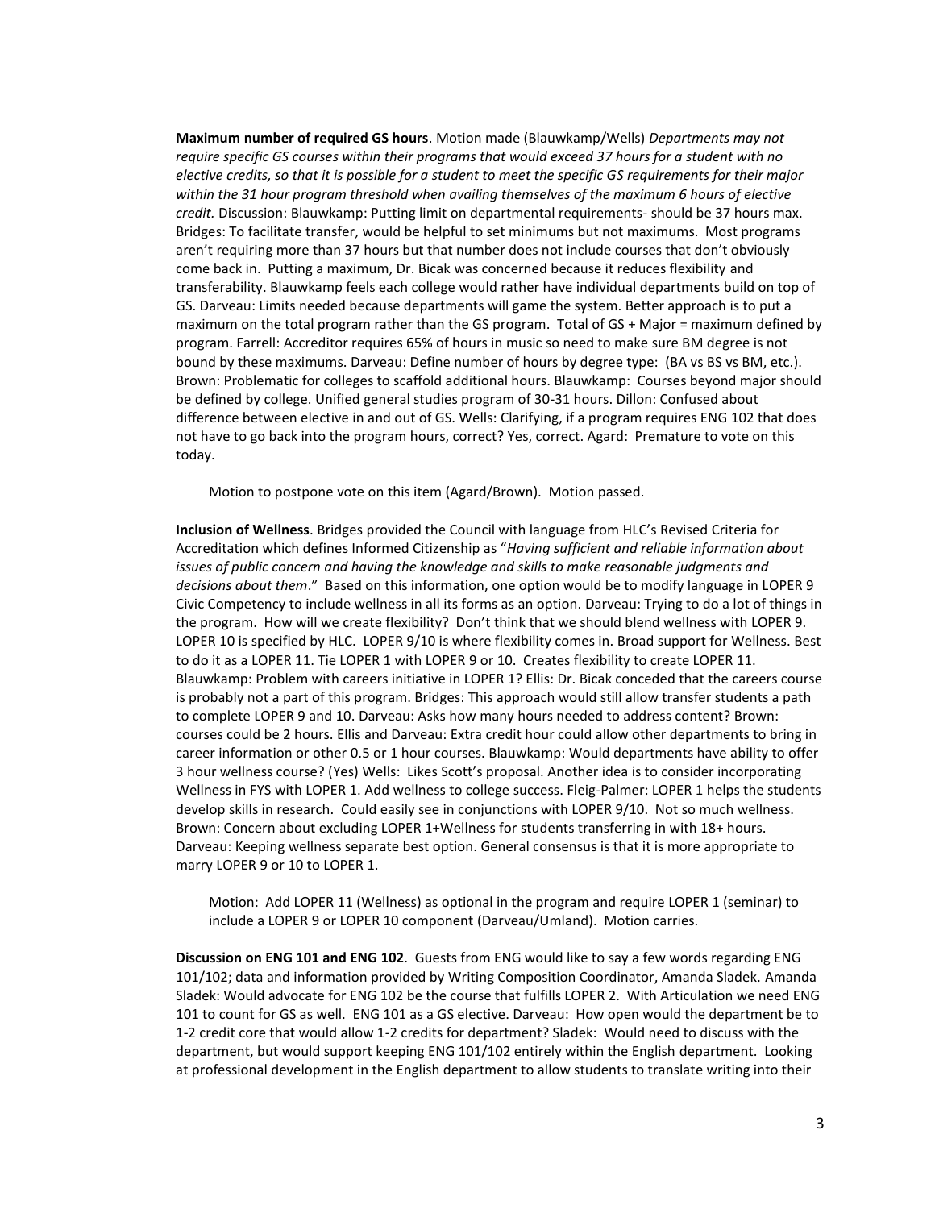**Maximum number of required GS hours**. Motion made (Blauwkamp/Wells) *Departments may not require specific GS courses within their programs that would exceed 37 hours for a student with no elective credits, so that it is possible for a student to meet the specific GS requirements for their major within the 31 hour program threshold when availing themselves of the maximum 6 hours of elective credit.* Discussion: Blauwkamp: Putting limit on departmental requirements- should be 37 hours max. Bridges: To facilitate transfer, would be helpful to set minimums but not maximums. Most programs aren't requiring more than 37 hours but that number does not include courses that don't obviously come back in. Putting a maximum, Dr. Bicak was concerned because it reduces flexibility and transferability. Blauwkamp feels each college would rather have individual departments build on top of GS. Darveau: Limits needed because departments will game the system. Better approach is to put a maximum on the total program rather than the GS program. Total of GS + Major = maximum defined by program. Farrell: Accreditor requires 65% of hours in music so need to make sure BM degree is not bound by these maximums. Darveau: Define number of hours by degree type: (BA vs BS vs BM, etc.). Brown: Problematic for colleges to scaffold additional hours. Blauwkamp: Courses beyond major should be defined by college. Unified general studies program of 30-31 hours. Dillon: Confused about difference between elective in and out of GS. Wells: Clarifying, if a program requires ENG 102 that does not have to go back into the program hours, correct? Yes, correct. Agard: Premature to vote on this today.

> Motion to postpone vote on this item (Agard/Brown). Motion passed.

**Inclusion of Wellness**. Bridges provided the Council with language from HLC's Revised Criteria for Accreditation which defines Informed Citizenship as "*Having sufficient and reliable information about issues of public concern and having the knowledge and skills to make reasonable judgments and decisions about them*." Based on this information, one option would be to modify language in LOPER 9 Civic Competency to include wellness in all its forms as an option. Darveau: Trying to do a lot of things in the program. How will we create flexibility? Don't think that we should blend wellness with LOPER 9. LOPER 10 is specified by HLC. LOPER 9/10 is where flexibility comes in. Broad support for Wellness. Best to do it as a LOPER 11. Tie LOPER 1 with LOPER 9 or 10. Creates flexibility to create LOPER 11. Blauwkamp: Problem with careers initiative in LOPER 1? Ellis: Dr. Bicak conceded that the careers course is probably not a part of this program. Bridges: This approach would still allow transfer students a path to complete LOPER 9 and 10. Darveau: Asks how many hours needed to address content? Brown: courses could be 2 hours. Ellis and Darveau: Extra credit hour could allow other departments to bring in career information or other 0.5 or 1 hour courses. Blauwkamp: Would departments have ability to offer 3 hour wellness course? (Yes) Wells: Likes Scott's proposal. Another idea is to consider incorporating Wellness in FYS with LOPER 1. Add wellness to college success. Fleig-Palmer: LOPER 1 helps the students develop skills in research. Could easily see in conjunctions with LOPER 9/10. Not so much wellness. Brown: Concern about excluding LOPER 1+Wellness for students transferring in with 18+ hours. Darveau: Keeping wellness separate best option. General consensus is that it is more appropriate to marry LOPER 9 or 10 to LOPER 1.

> Motion: Add LOPER 11 (Wellness) as optional in the program and require LOPER 1 (seminar) to include a LOPER 9 or LOPER 10 component (Darveau/Umland). Motion carries.

**Discussion on ENG 101 and ENG 102**. Guests from ENG would like to say a few words regarding ENG 101/102; data and information provided by Writing Composition Coordinator, Amanda Sladek. Amanda Sladek: Would advocate for ENG 102 be the course that fulfills LOPER 2. With Articulation we need ENG 101 to count for GS as well. ENG 101 as a GS elective. Darveau: How open would the department be to 1-2 credit core that would allow 1-2 credits for department? Sladek: Would need to discuss with the department, but would support keeping ENG 101/102 entirely within the English department. Looking at professional development in the English department to allow students to translate writing into their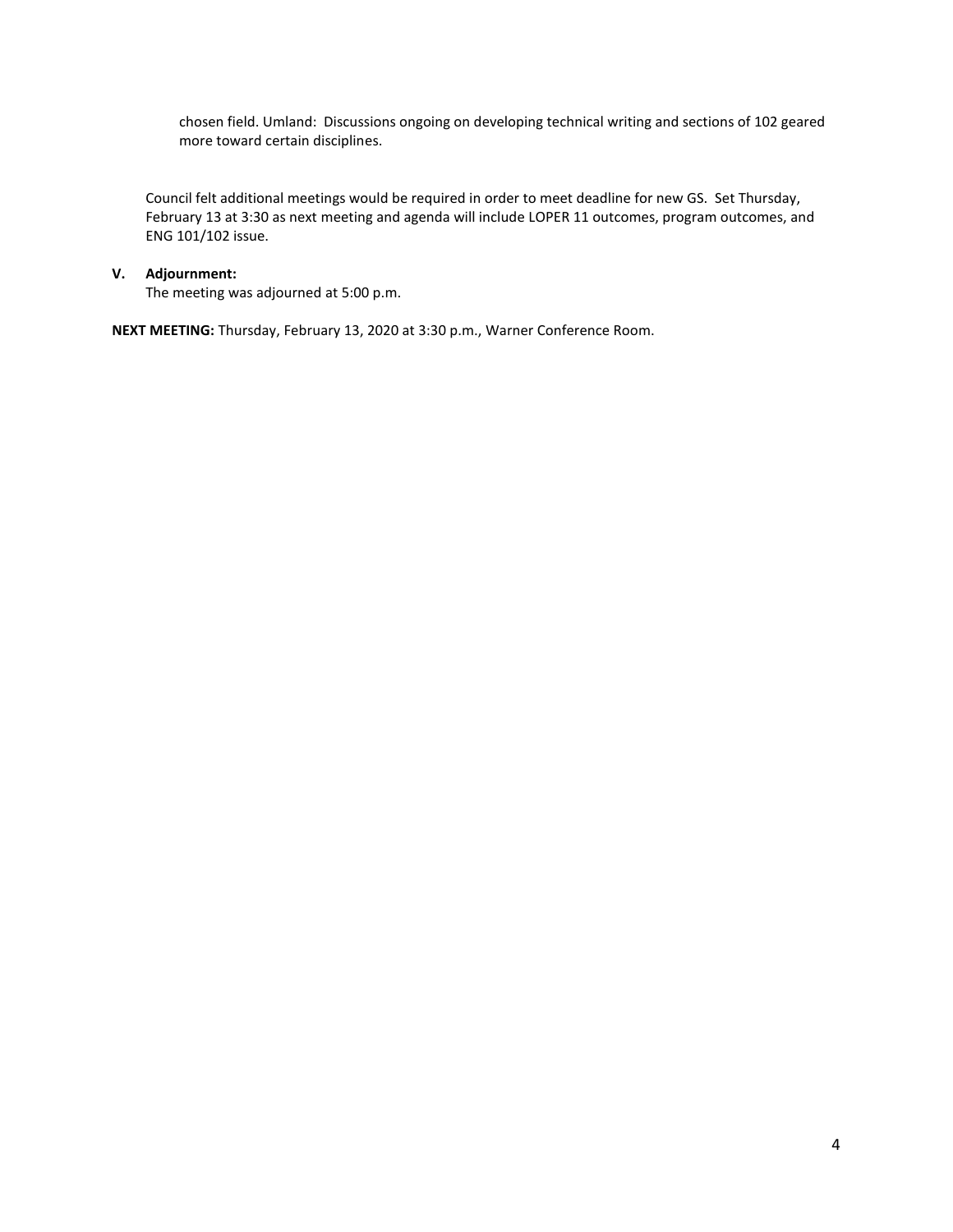chosen field. Umland: Discussions ongoing on developing technical writing and sections of 102 geared more toward certain disciplines.

Council felt additional meetings would be required in order to meet deadline for new GS. Set Thursday, February 13 at 3:30 as next meeting and agenda will include LOPER 11 outcomes, program outcomes, and ENG 101/102 issue.

**V. Adjournment:**

The meeting was adjourned at 5:00 p.m.

**NEXT MEETING:** Thursday, February 13, 2020 at 3:30 p.m., Warner Conference Room.